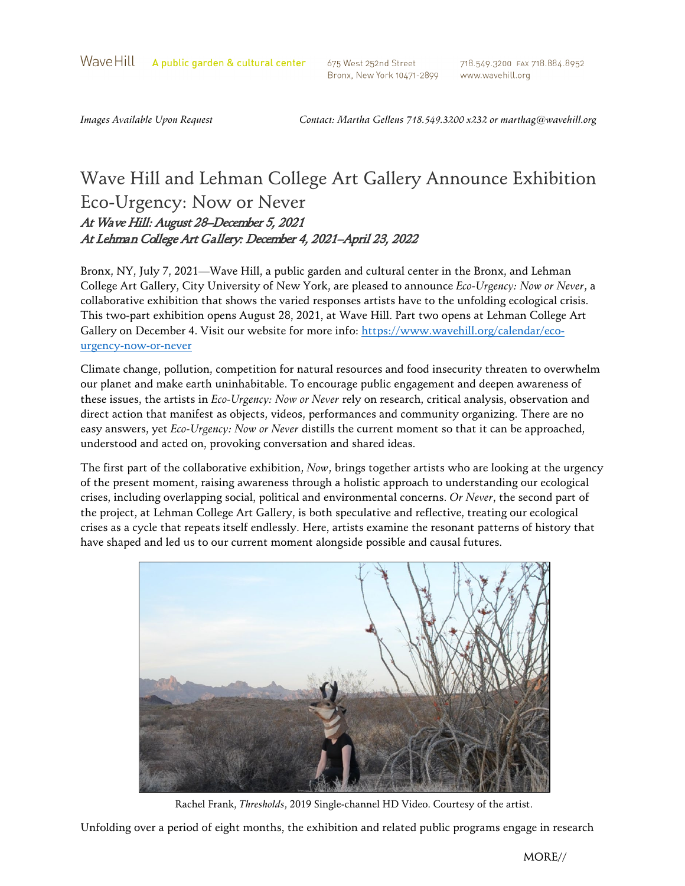Wave Hill A public garden & cultural center 675 West 252nd Street Bronx, New York 10471-2899 718.549.3200 FAX 718.884.8952 www.wavehill.org

*Images Available Upon Request* *Contact: Martha Gellens 718.549.3200 x232 or marthag@wavehill.org*

# Wave Hill and Lehman College Art Gallery Announce Exhibition Eco-Urgency: Now or Never

***At Wave Hill: August 28–December 5, 2021***
***At Lehman College Art Gallery: December 4, 2021–April 23, 2022***

Bronx, NY, July 7, 2021—Wave Hill, a public garden and cultural center in the Bronx, and Lehman College Art Gallery, City University of New York, are pleased to announce *Eco-Urgency: Now or Never*, a collaborative exhibition that shows the varied responses artists have to the unfolding ecological crisis. This two-part exhibition opens August 28, 2021, at Wave Hill. Part two opens at Lehman College Art Gallery on December 4. Visit our website for more info: https://www.wavehill.org/calendar/eco-urgency-now-or-never

Climate change, pollution, competition for natural resources and food insecurity threaten to overwhelm our planet and make earth uninhabitable. To encourage public engagement and deepen awareness of these issues, the artists in *Eco-Urgency: Now or Never* rely on research, critical analysis, observation and direct action that manifest as objects, videos, performances and community organizing. There are no easy answers, yet *Eco-Urgency: Now or Never* distills the current moment so that it can be approached, understood and acted on, provoking conversation and shared ideas.

The first part of the collaborative exhibition, *Now*, brings together artists who are looking at the urgency of the present moment, raising awareness through a holistic approach to understanding our ecological crises, including overlapping social, political and environmental concerns. *Or Never*, the second part of the project, at Lehman College Art Gallery, is both speculative and reflective, treating our ecological crises as a cycle that repeats itself endlessly. Here, artists examine the resonant patterns of history that have shaped and led us to our current moment alongside possible and causal futures.

Rachel Frank, *Thresholds*, 2019 Single-channel HD Video. Courtesy of the artist.

Unfolding over a period of eight months, the exhibition and related public programs engage in research

MORE//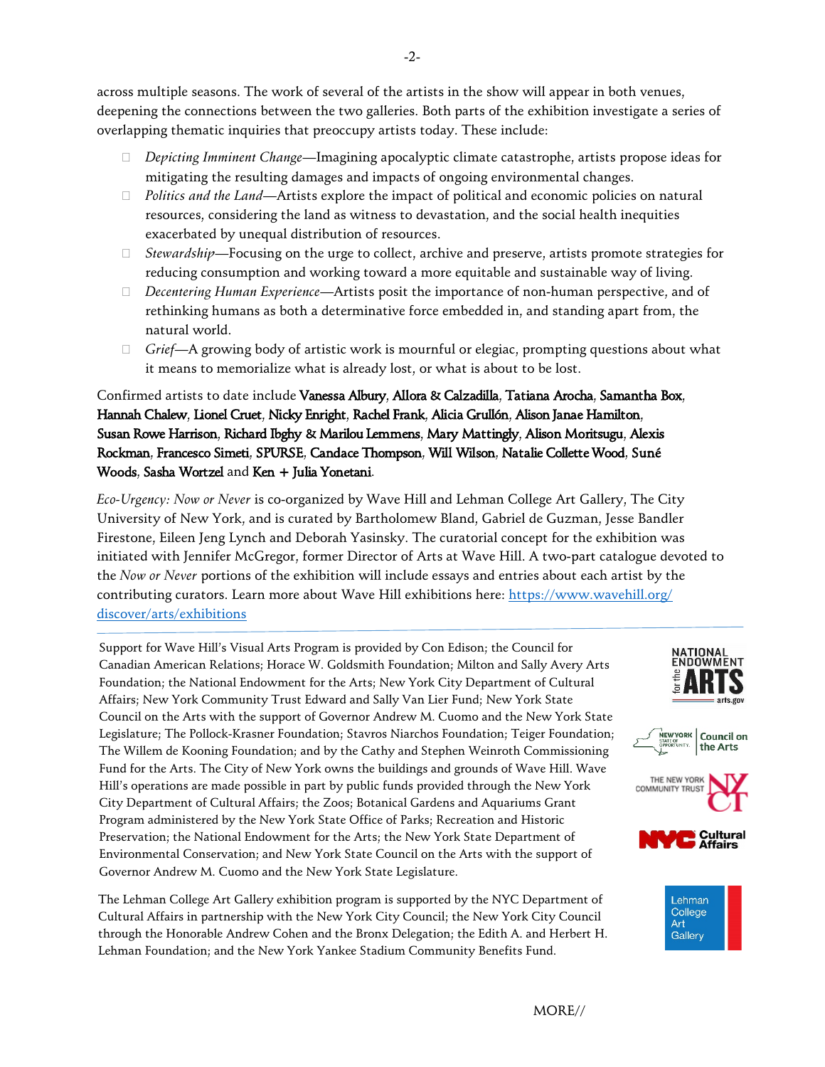across multiple seasons. The work of several of the artists in the show will appear in both venues, deepening the connections between the two galleries. Both parts of the exhibition investigate a series of overlapping thematic inquiries that preoccupy artists today. These include:

- *Depicting Imminent Change*—Imagining apocalyptic climate catastrophe, artists propose ideas for mitigating the resulting damages and impacts of ongoing environmental changes.
- *Politics and the Land*—Artists explore the impact of political and economic policies on natural resources, considering the land as witness to devastation, and the social health inequities exacerbated by unequal distribution of resources.
- *Stewardship*—Focusing on the urge to collect, archive and preserve, artists promote strategies for reducing consumption and working toward a more equitable and sustainable way of living.
- *Decentering Human Experience*—Artists posit the importance of non-human perspective, and of rethinking humans as both a determinative force embedded in, and standing apart from, the natural world.
- *Grief*—A growing body of artistic work is mournful or elegiac, prompting questions about what it means to memorialize what is already lost, or what is about to be lost.

Confirmed artists to date include **Vanessa Albury**, **Allora & Calzadilla**, **Tatiana Arocha**, **Samantha Box**, **Hannah Chalew**, **Lionel Cruet**, **Nicky Enright**, **Rachel Frank**, **Alicia Grullón**, **Alison Janae Hamilton**, **Susan Rowe Harrison**, **Richard Ibghy & Marilou Lemmens**, **Mary Mattingly**, **Alison Moritsugu**, **Alexis Rockman**, **Francesco Simeti**, **SPURSE**, **Candace Thompson**, **Will Wilson**, **Natalie Collette Wood**, **Suné Woods**, **Sasha Wortzel** and **Ken + Julia Yonetani**.

*Eco-Urgency: Now or Never* is co-organized by Wave Hill and Lehman College Art Gallery, The City University of New York, and is curated by Bartholomew Bland, Gabriel de Guzman, Jesse Bandler Firestone, Eileen Jeng Lynch and Deborah Yasinsky. The curatorial concept for the exhibition was initiated with Jennifer McGregor, former Director of Arts at Wave Hill. A two-part catalogue devoted to the *Now or Never* portions of the exhibition will include essays and entries about each artist by the contributing curators. Learn more about Wave Hill exhibitions here: https://www.wavehill.org/discover/arts/exhibitions

---

Support for Wave Hill's Visual Arts Program is provided by Con Edison; the Council for Canadian American Relations; Horace W. Goldsmith Foundation; Milton and Sally Avery Arts Foundation; the National Endowment for the Arts; New York City Department of Cultural Affairs; New York Community Trust Edward and Sally Van Lier Fund; New York State Council on the Arts with the support of Governor Andrew M. Cuomo and the New York State Legislature; The Pollock-Krasner Foundation; Stavros Niarchos Foundation; Teiger Foundation; The Willem de Kooning Foundation; and by the Cathy and Stephen Weinroth Commissioning Fund for the Arts. The City of New York owns the buildings and grounds of Wave Hill. Wave Hill's operations are made possible in part by public funds provided through the New York City Department of Cultural Affairs; the Zoos; Botanical Gardens and Aquariums Grant Program administered by the New York State Office of Parks; Recreation and Historic Preservation; the National Endowment for the Arts; the New York State Department of Environmental Conservation; and New York State Council on the Arts with the support of Governor Andrew M. Cuomo and the New York State Legislature.

The Lehman College Art Gallery exhibition program is supported by the NYC Department of Cultural Affairs in partnership with the New York City Council; the New York City Council through the Honorable Andrew Cohen and the Bronx Delegation; the Edith A. and Herbert H. Lehman Foundation; and the New York Yankee Stadium Community Benefits Fund.

MORE//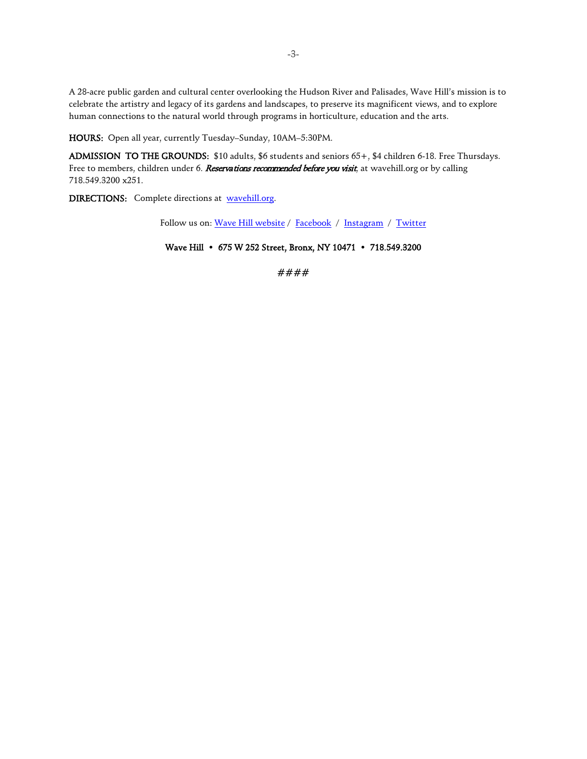A 28-acre public garden and cultural center overlooking the Hudson River and Palisades, Wave Hill's mission is to celebrate the artistry and legacy of its gardens and landscapes, to preserve its magnificent views, and to explore human connections to the natural world through programs in horticulture, education and the arts.

**HOURS:** Open all year, currently Tuesday–Sunday, 10AM–5:30PM.

**ADMISSION TO THE GROUNDS:** $10 adults, $6 students and seniors 65+, $4 children 6-18. Free Thursdays. Free to members, children under 6. ***Reservations recommended before you visit***, at wavehill.org or by calling 718.549.3200 x251.

**DIRECTIONS:** Complete directions at [wavehill.org](wavehill.org).

Follow us on: [Wave Hill website](Wave Hill website) / [Facebook](Facebook) / [Instagram](Instagram) / [Twitter](Twitter)

**Wave Hill • 675 W 252 Street, Bronx, NY 10471 • 718.549.3200**

####